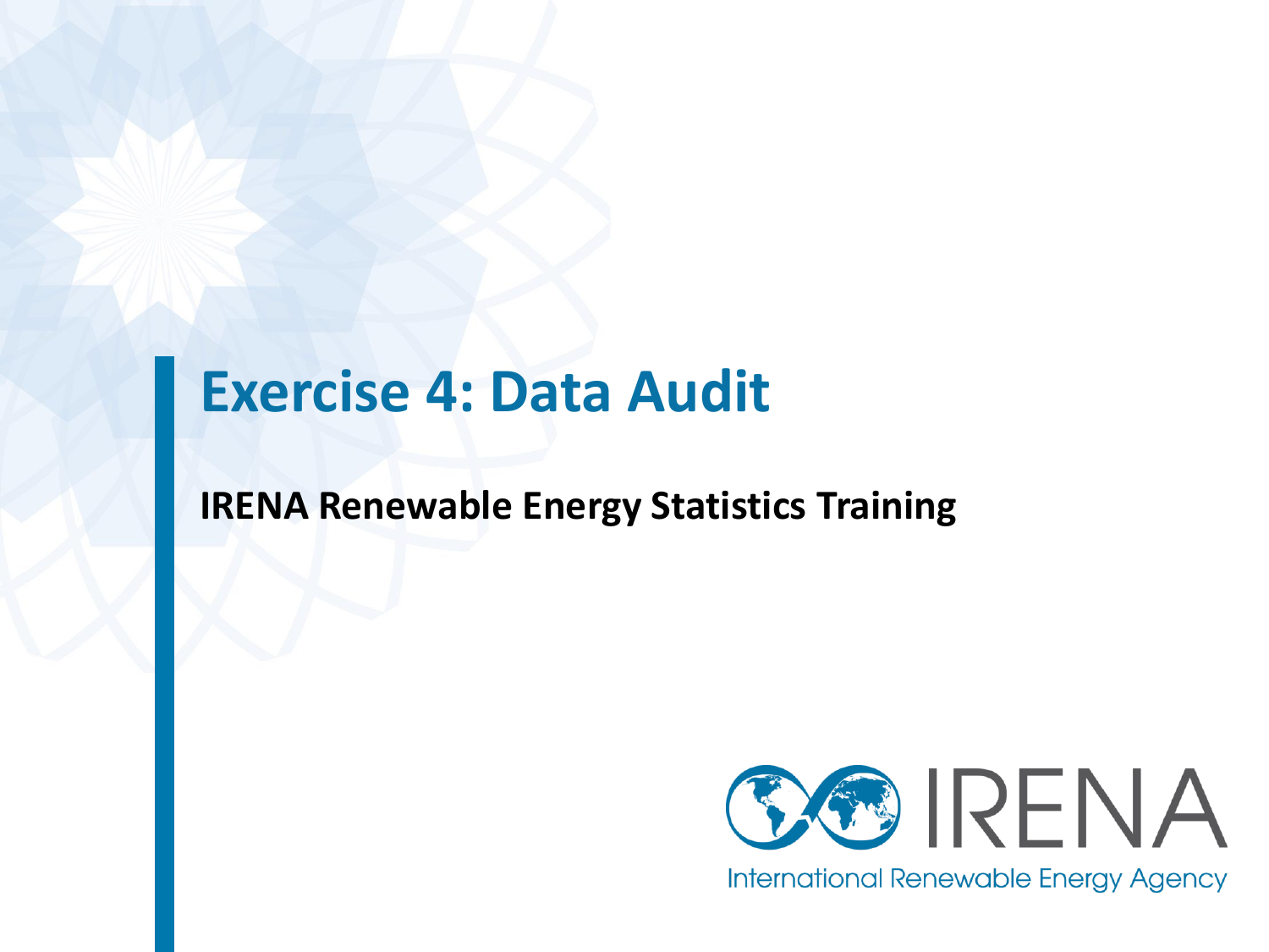# Exercise 4: Data Audit

**IRENA Renewable Energy Statistics Training**

IRENA

International Renewable Energy Agency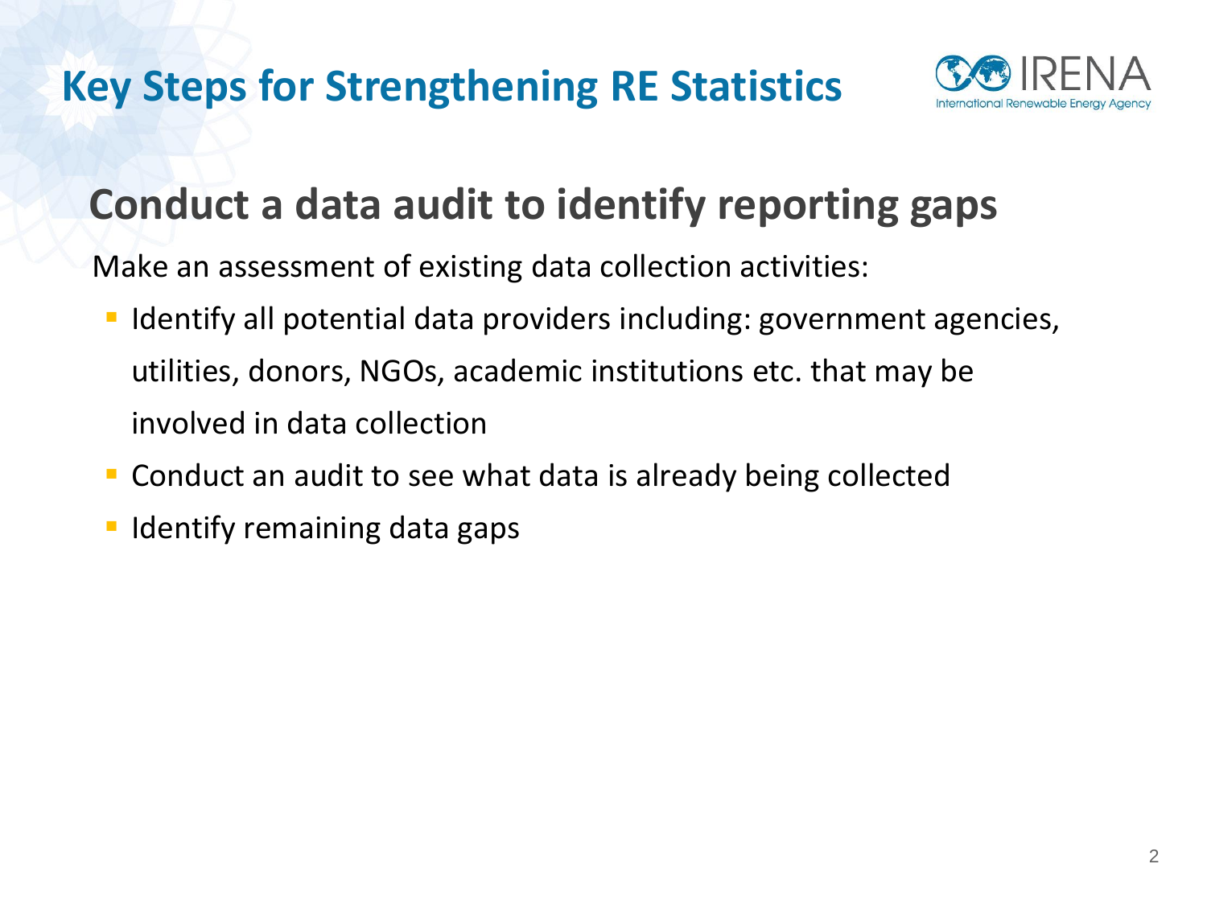# Key Steps for Strengthening RE Statistics

## Conduct a data audit to identify reporting gaps

Make an assessment of existing data collection activities:

- Identify all potential data providers including: government agencies, utilities, donors, NGOs, academic institutions etc. that may be involved in data collection
- Conduct an audit to see what data is already being collected
- Identify remaining data gaps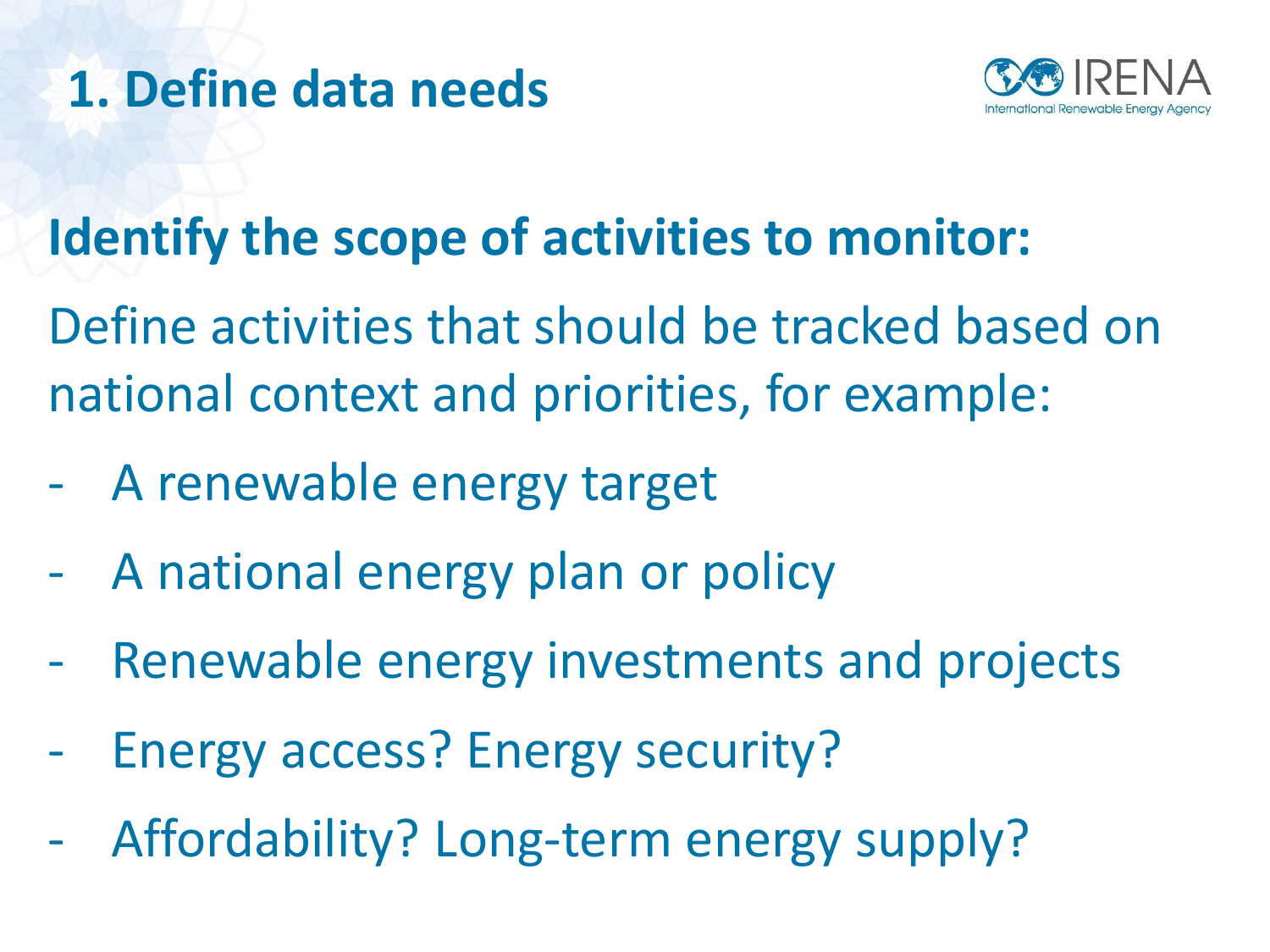# 1. Define data needs

**Identify the scope of activities to monitor:**

Define activities that should be tracked based on national context and priorities, for example:

- A renewable energy target
- A national energy plan or policy
- Renewable energy investments and projects
- Energy access? Energy security?
- Affordability? Long-term energy supply?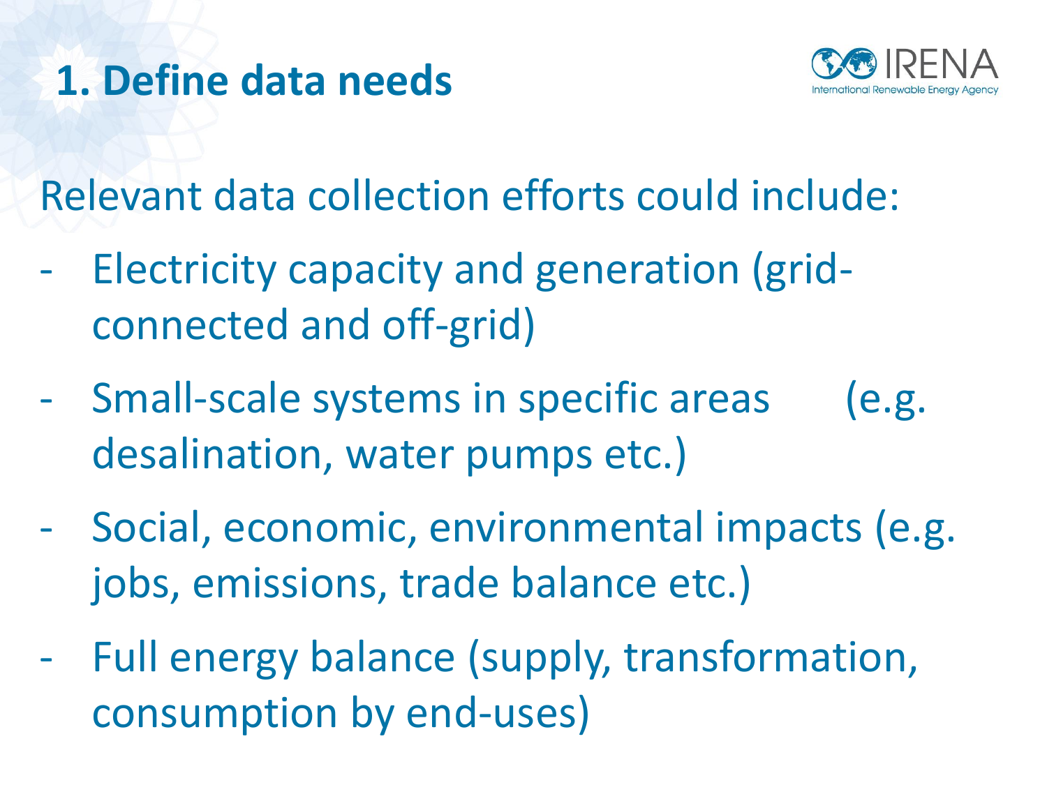# 1. Define data needs

Relevant data collection efforts could include:

- Electricity capacity and generation (grid-connected and off-grid)
- Small-scale systems in specific areas (e.g. desalination, water pumps etc.)
- Social, economic, environmental impacts (e.g. jobs, emissions, trade balance etc.)
- Full energy balance (supply, transformation, consumption by end-uses)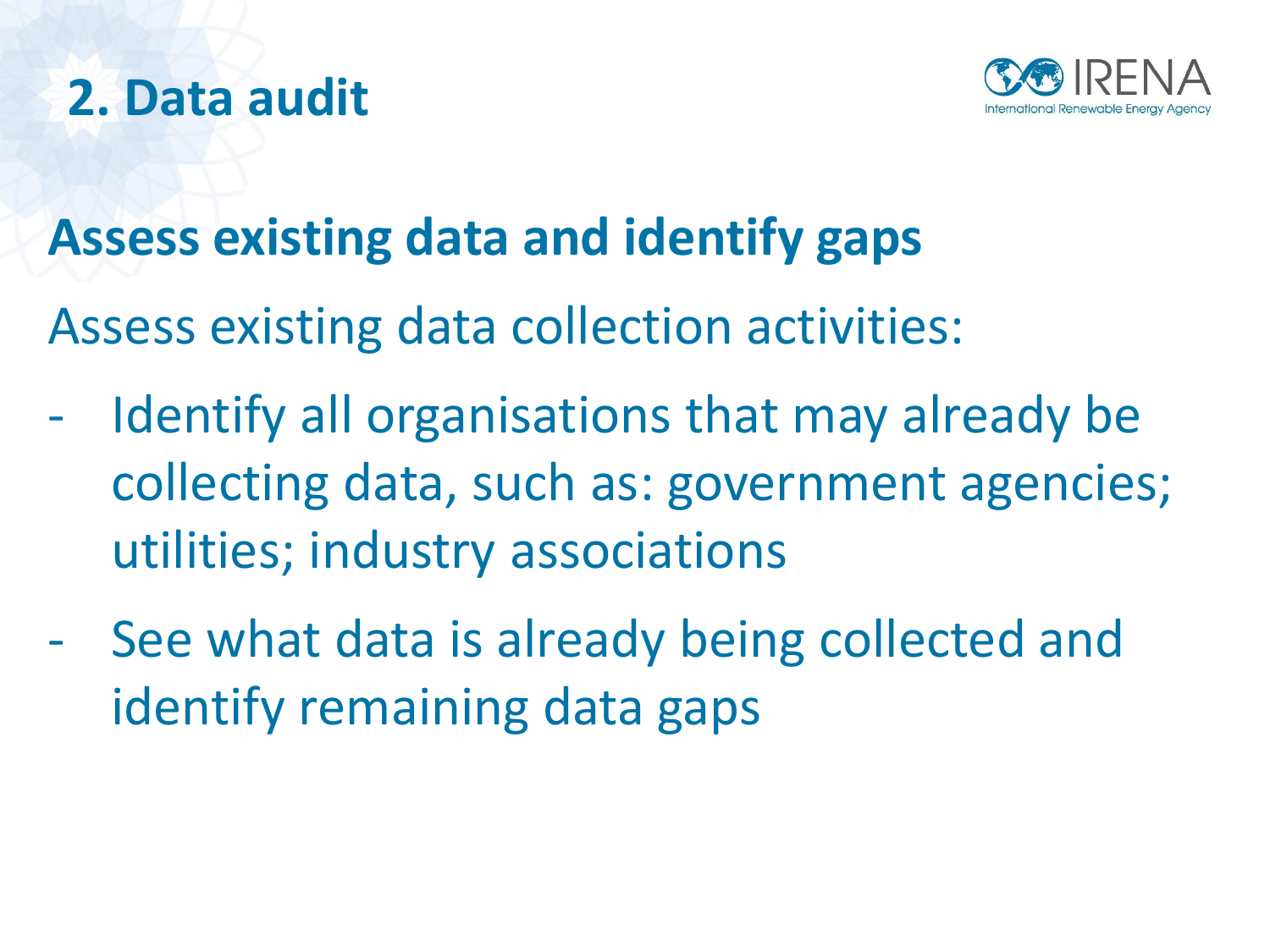# 2. Data audit

## Assess existing data and identify gaps

Assess existing data collection activities:

- Identify all organisations that may already be collecting data, such as: government agencies; utilities; industry associations
- See what data is already being collected and identify remaining data gaps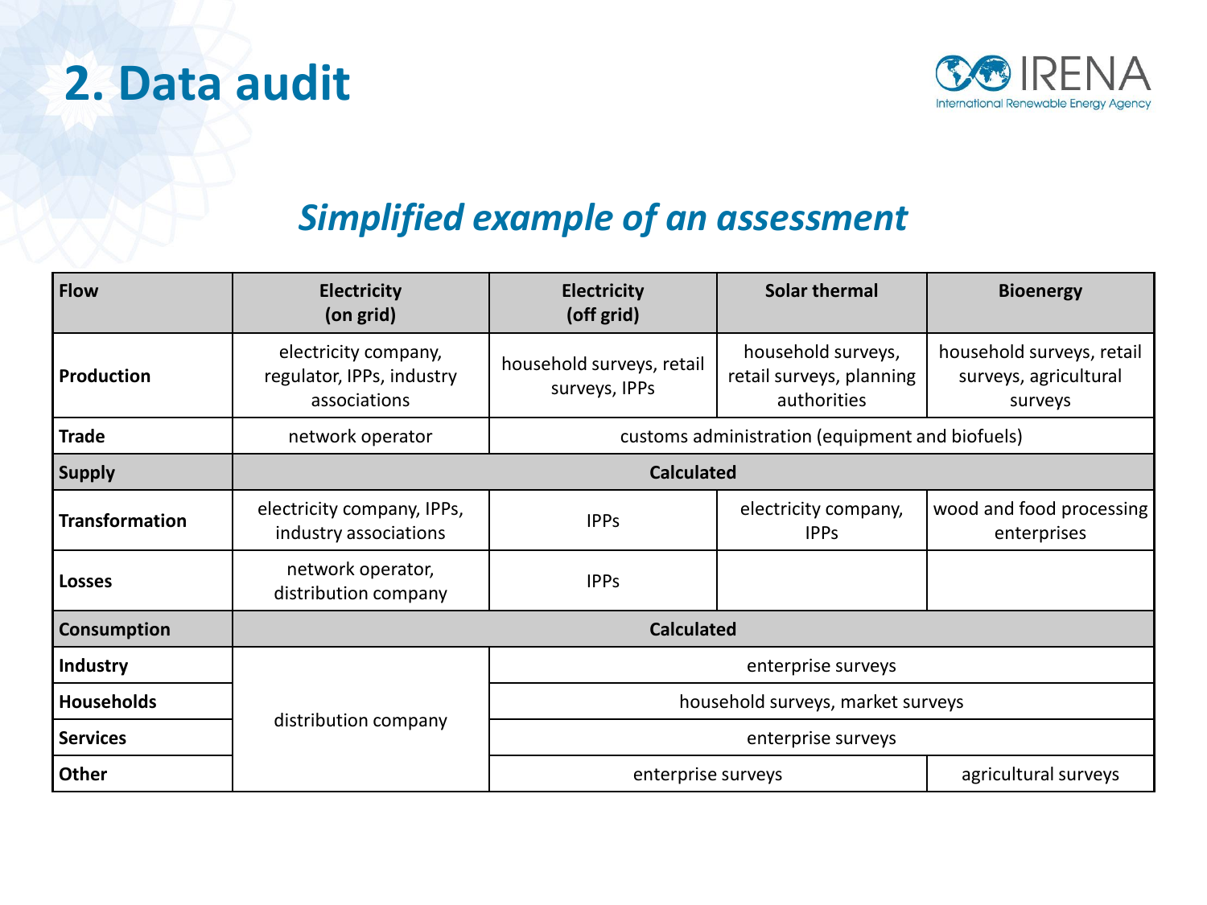# 2. Data audit

## *Simplified example of an assessment*

| Flow | Electricity (on grid) | Electricity (off grid) | Solar thermal | Bioenergy |
|---|---|---|---|---|
| **Production** | electricity company, regulator, IPPs, industry associations | household surveys, retail surveys, IPPs | household surveys, retail surveys, planning authorities | household surveys, retail surveys, agricultural surveys |
| **Trade** | network operator | customs administration (equipment and biofuels) | | |
| **Supply** | **Calculated** | | | |
| **Transformation** | electricity company, IPPs, industry associations | IPPs | electricity company, IPPs | wood and food processing enterprises |
| **Losses** | network operator, distribution company | IPPs | | |
| **Consumption** | **Calculated** | | | |
| **Industry** | distribution company | enterprise surveys | | |
| **Households** | | household surveys, market surveys | | |
| **Services** | | enterprise surveys | | |
| **Other** | | enterprise surveys | | agricultural surveys |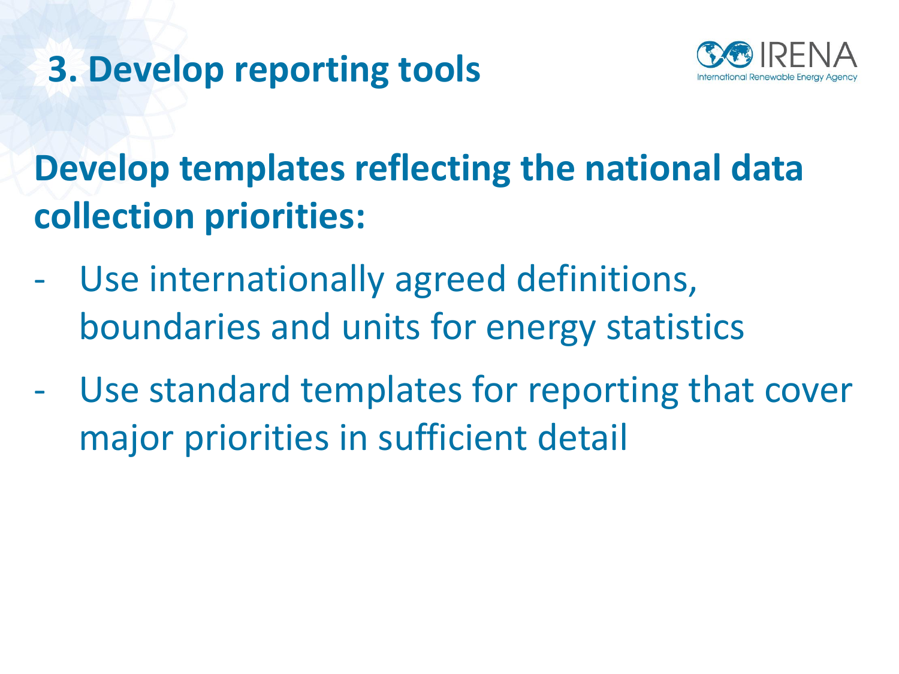# 3. Develop reporting tools

**Develop templates reflecting the national data collection priorities:**

- Use internationally agreed definitions, boundaries and units for energy statistics
- Use standard templates for reporting that cover major priorities in sufficient detail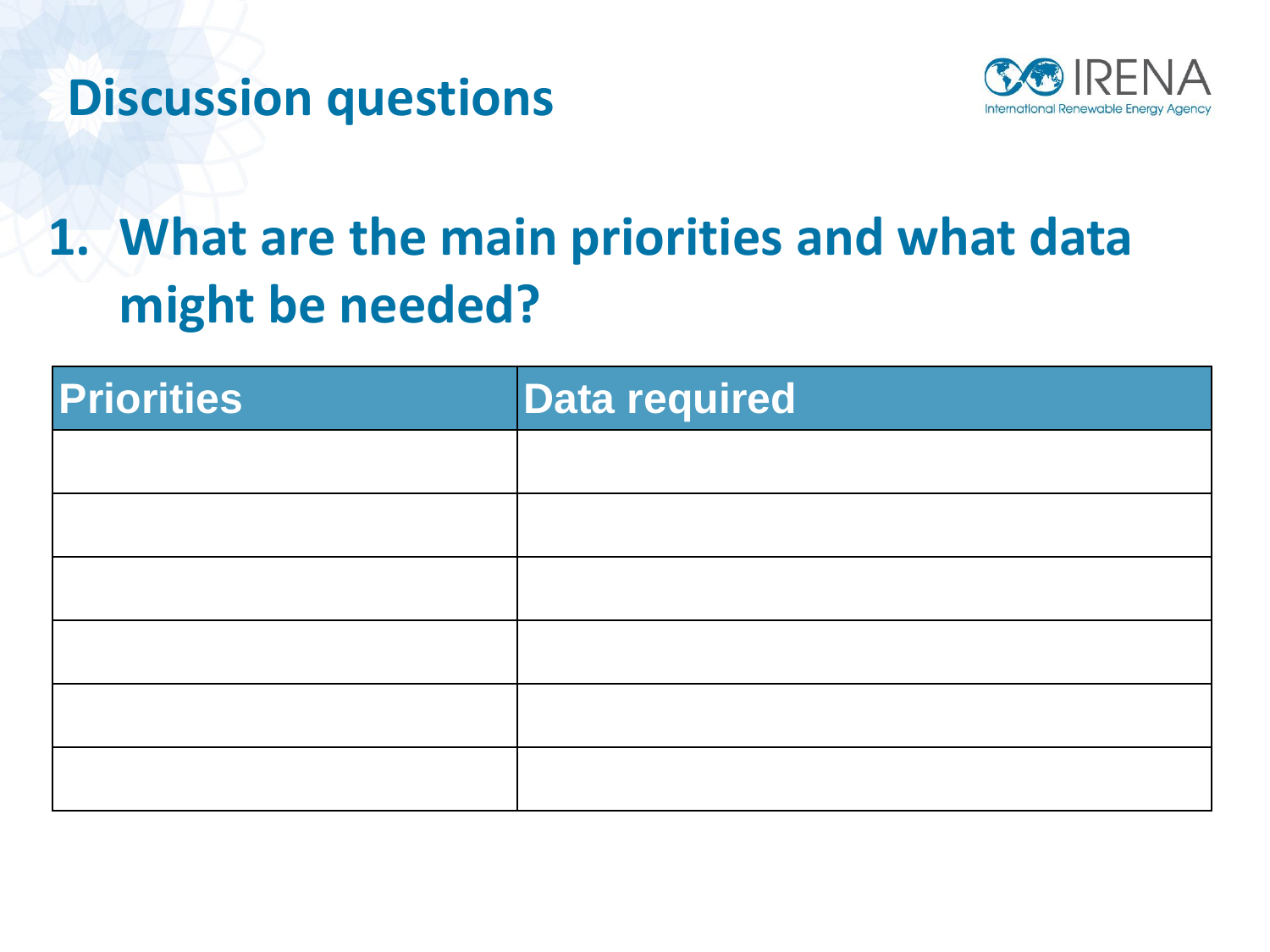# Discussion questions

## 1. What are the main priorities and what data might be needed?

| Priorities | Data required |
| --- | --- |
| | |
| | |
| | |
| | |
| | |
| | |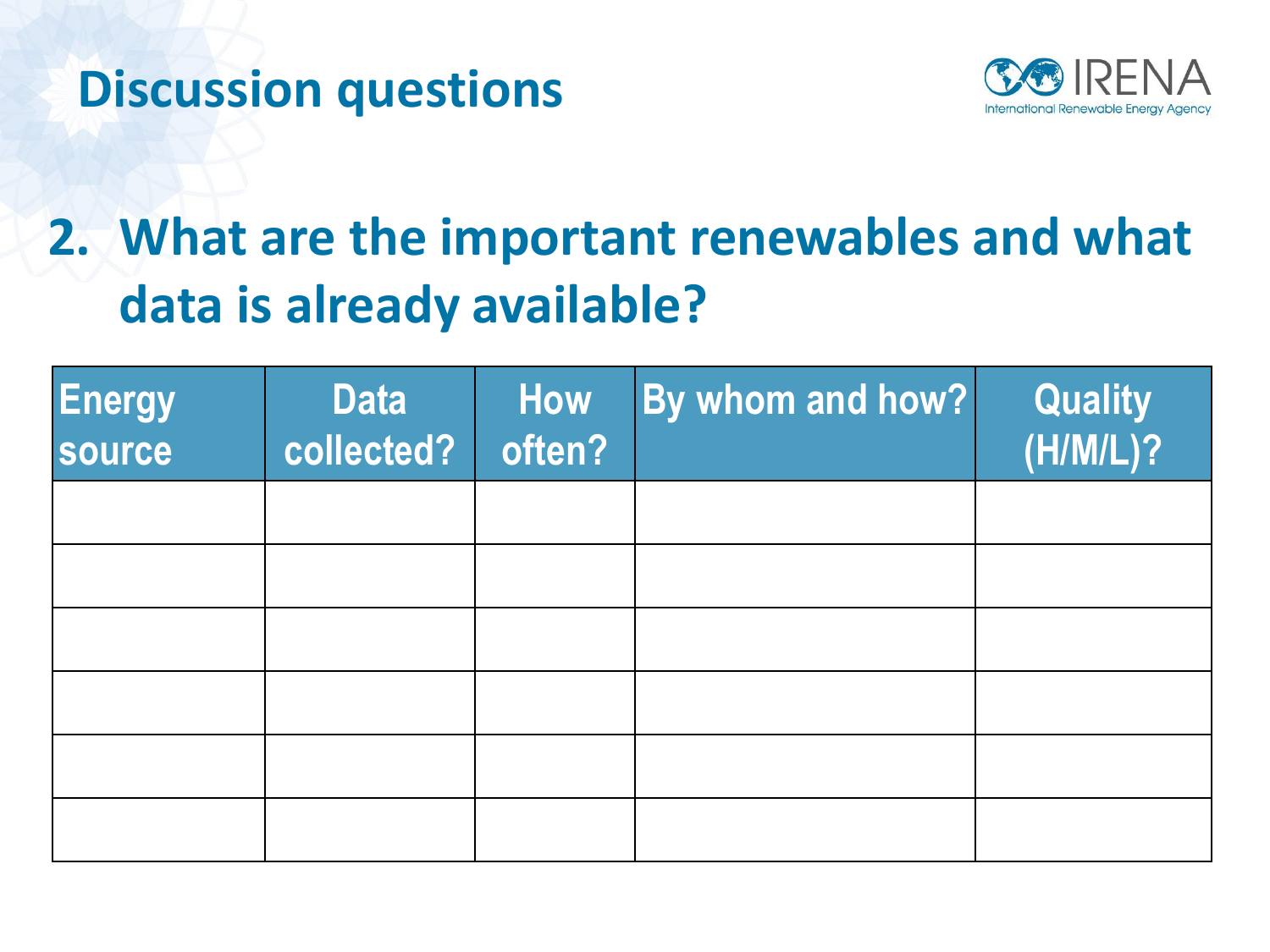# Discussion questions

## 2. What are the important renewables and what data is already available?

| Energy source | Data collected? | How often? | By whom and how? | Quality (H/M/L)? |
|---|---|---|---|---|
| | | | | |
| | | | | |
| | | | | |
| | | | | |
| | | | | |
| | | | | |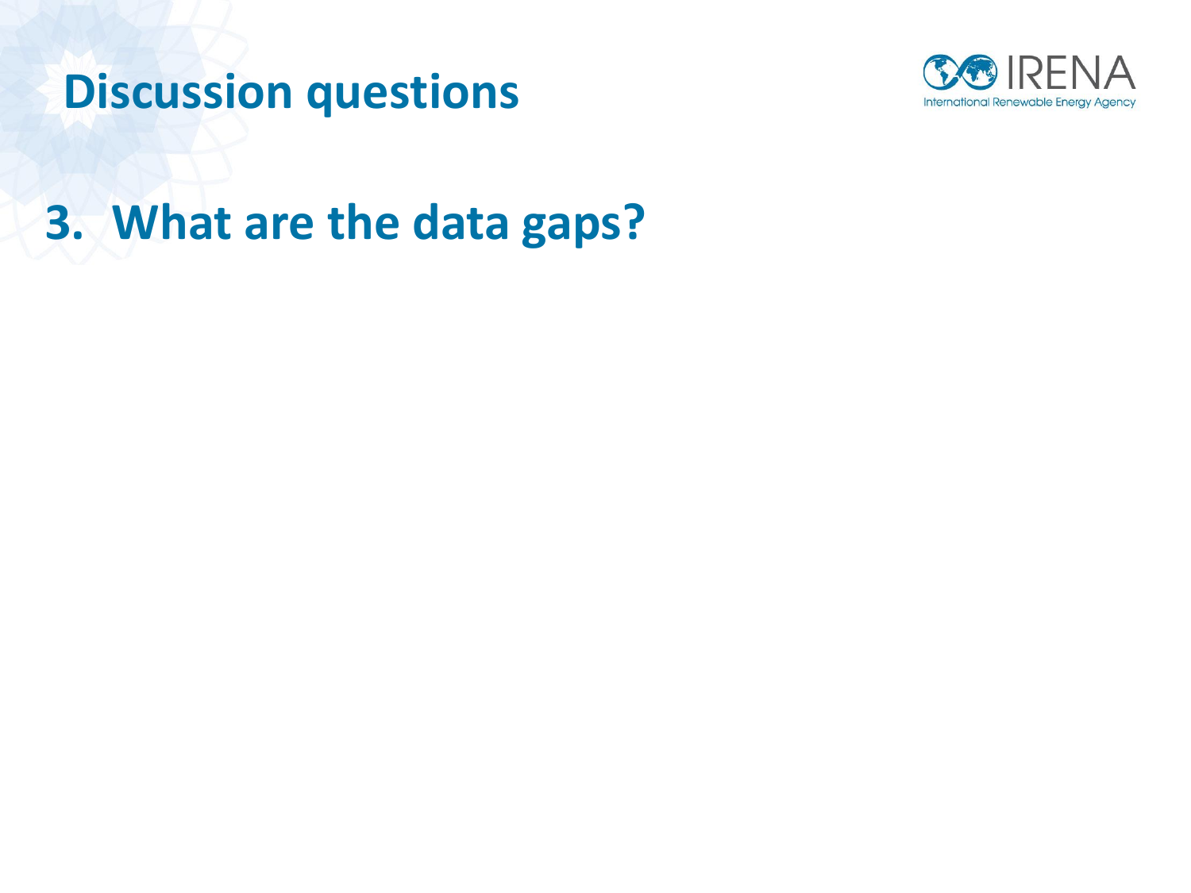# Discussion questions

3. What are the data gaps?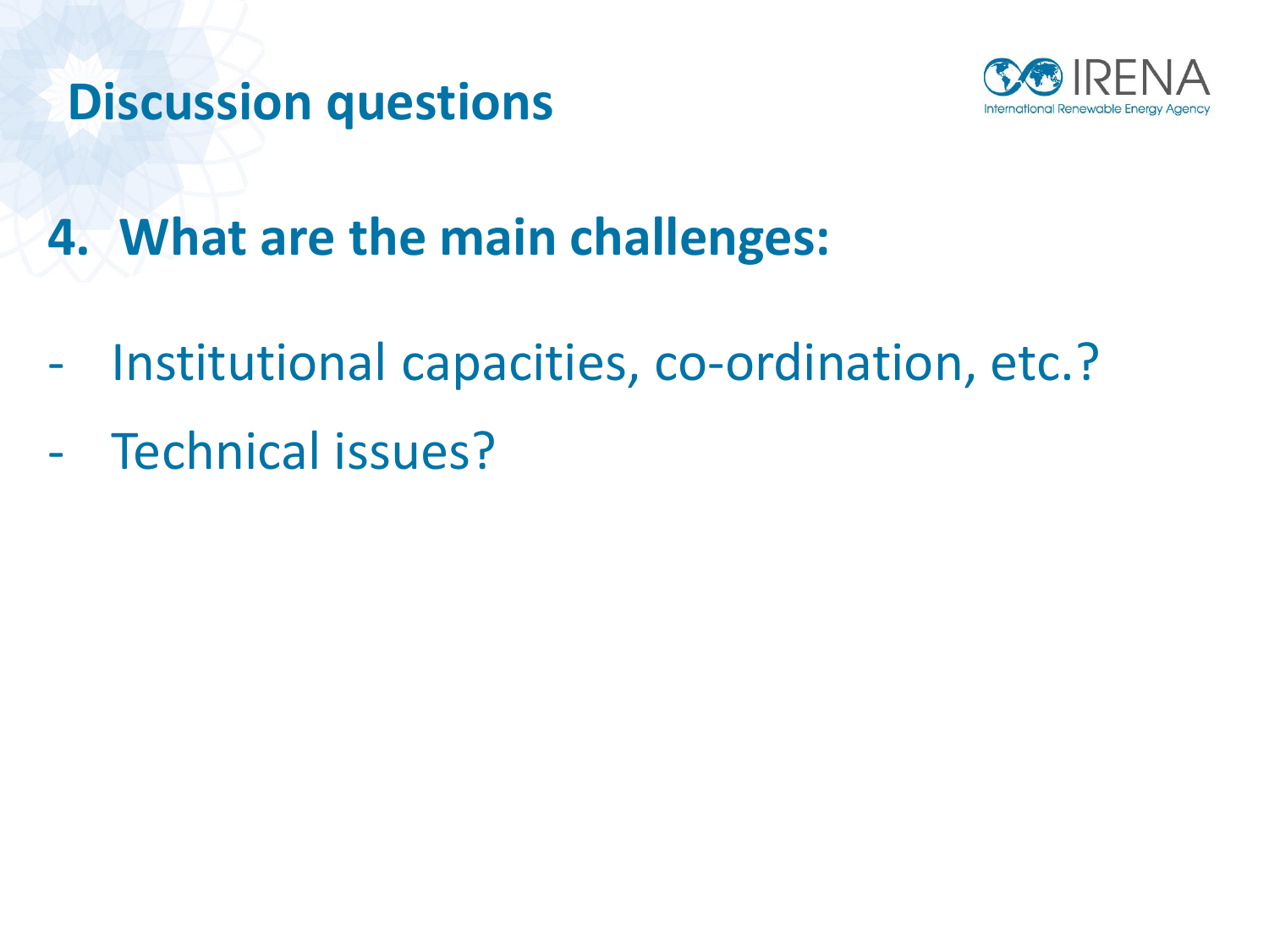# Discussion questions

## 4. What are the main challenges:

- Institutional capacities, co-ordination, etc.?
- Technical issues?